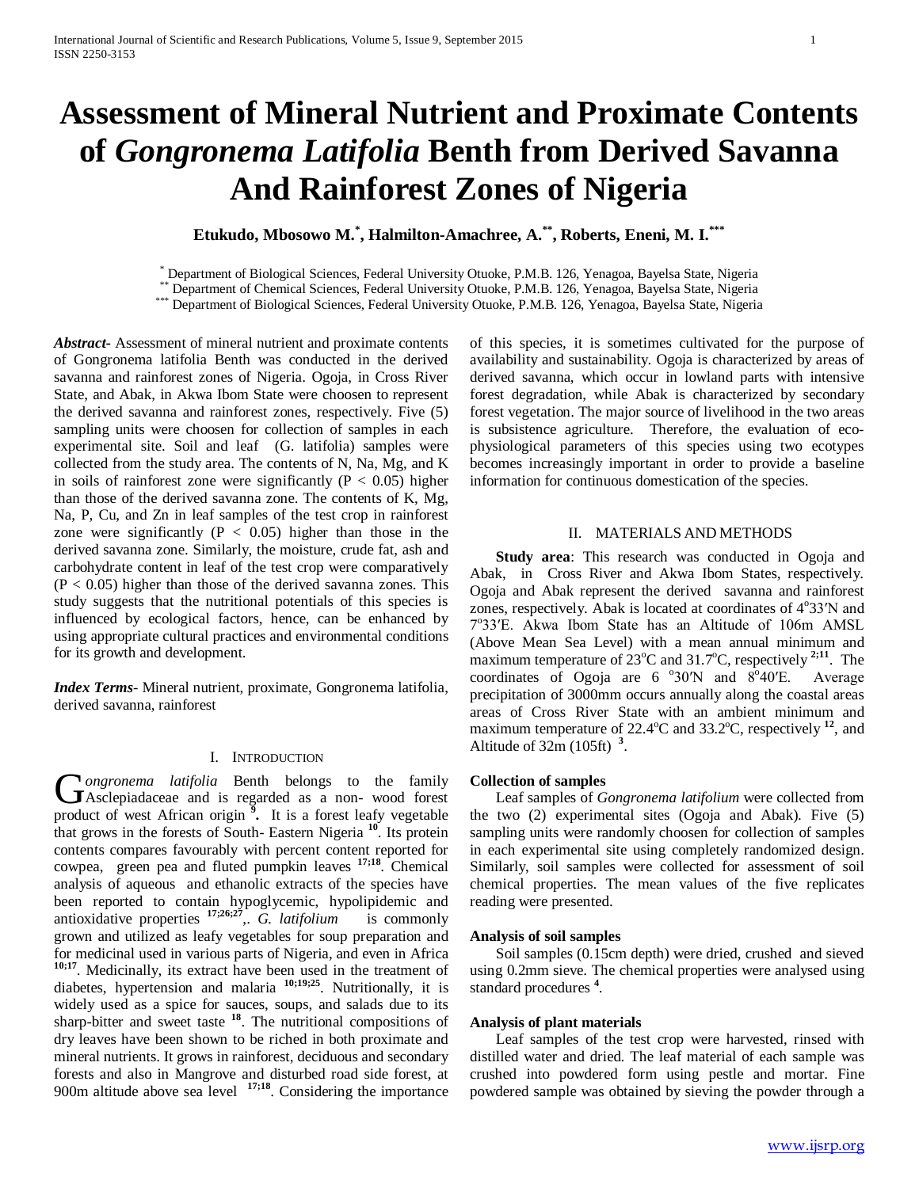# Assessment of Mineral Nutrient and Proximate Contents of *Gongronema Latifolia* Benth from Derived Savanna And Rainforest Zones of Nigeria

**Etukudo, Mbosowo M.[*], Halmilton-Amachree, A.[**], Roberts, Eneni, M. I.[***]**

[*] Department of Biological Sciences, Federal University Otuoke, P.M.B. 126, Yenagoa, Bayelsa State, Nigeria
[**] Department of Chemical Sciences, Federal University Otuoke, P.M.B. 126, Yenagoa, Bayelsa State, Nigeria
[***] Department of Biological Sciences, Federal University Otuoke, P.M.B. 126, Yenagoa, Bayelsa State, Nigeria

***Abstract*-** Assessment of mineral nutrient and proximate contents of Gongronema latifolia Benth was conducted in the derived savanna and rainforest zones of Nigeria. Ogoja, in Cross River State, and Abak, in Akwa Ibom State were choosen to represent the derived savanna and rainforest zones, respectively. Five (5) sampling units were choosen for collection of samples in each experimental site. Soil and leaf (G. latifolia) samples were collected from the study area. The contents of N, Na, Mg, and K in soils of rainforest zone were significantly ($P < 0.05$) higher than those of the derived savanna zone. The contents of K, Mg, Na, P, Cu, and Zn in leaf samples of the test crop in rainforest zone were significantly ($P < 0.05$) higher than those in the derived savanna zone. Similarly, the moisture, crude fat, ash and carbohydrate content in leaf of the test crop were comparatively ($P < 0.05$) higher than those of the derived savanna zones. This study suggests that the nutritional potentials of this species is influenced by ecological factors, hence, can be enhanced by using appropriate cultural practices and environmental conditions for its growth and development.

***Index Terms*-** Mineral nutrient, proximate, Gongronema latifolia, derived savanna, rainforest

## I. Introduction

*Gongronema latifolia* Benth belongs to the family Asclepiadaceae and is regarded as a non- wood forest product of west African origin [9]**.** It is a forest leafy vegetable that grows in the forests of South- Eastern Nigeria [10]. Its protein contents compares favourably with percent content reported for cowpea, green pea and fluted pumpkin leaves [17;18]. Chemical analysis of aqueous and ethanolic extracts of the species have been reported to contain hypoglycemic, hypolipidemic and antioxidative properties [17;26;27],. *G. latifolium* is commonly grown and utilized as leafy vegetables for soup preparation and for medicinal used in various parts of Nigeria, and even in Africa [10;17]. Medicinally, its extract have been used in the treatment of diabetes, hypertension and malaria [10;19;25]. Nutritionally, it is widely used as a spice for sauces, soups, and salads due to its sharp-bitter and sweet taste [18]. The nutritional compositions of dry leaves have been shown to be riched in both proximate and mineral nutrients. It grows in rainforest, deciduous and secondary forests and also in Mangrove and disturbed road side forest, at 900m altitude above sea level [17;18]. Considering the importance of this species, it is sometimes cultivated for the purpose of availability and sustainability. Ogoja is characterized by areas of derived savanna, which occur in lowland parts with intensive forest degradation, while Abak is characterized by secondary forest vegetation. The major source of livelihood in the two areas is subsistence agriculture. Therefore, the evaluation of eco-physiological parameters of this species using two ecotypes becomes increasingly important in order to provide a baseline information for continuous domestication of the species.

## II. Materials and Methods

**Study area**: This research was conducted in Ogoja and Abak, in Cross River and Akwa Ibom States, respectively. Ogoja and Abak represent the derived savanna and rainforest zones, respectively. Abak is located at coordinates of 4°33′N and 7°33′E. Akwa Ibom State has an Altitude of 106m AMSL (Above Mean Sea Level) with a mean annual minimum and maximum temperature of 23°C and 31.7°C, respectively [2;11]. The coordinates of Ogoja are 6 °30′N and 8°40′E. Average precipitation of 3000mm occurs annually along the coastal areas areas of Cross River State with an ambient minimum and maximum temperature of 22.4°C and 33.2°C, respectively [12], and Altitude of 32m (105ft) [3].

### Collection of samples

Leaf samples of *Gongronema latifolium* were collected from the two (2) experimental sites (Ogoja and Abak). Five (5) sampling units were randomly choosen for collection of samples in each experimental site using completely randomized design. Similarly, soil samples were collected for assessment of soil chemical properties. The mean values of the five replicates reading were presented.

### Analysis of soil samples

Soil samples (0.15cm depth) were dried, crushed and sieved using 0.2mm sieve. The chemical properties were analysed using standard procedures [4].

### Analysis of plant materials

Leaf samples of the test crop were harvested, rinsed with distilled water and dried. The leaf material of each sample was crushed into powdered form using pestle and mortar. Fine powdered sample was obtained by sieving the powder through a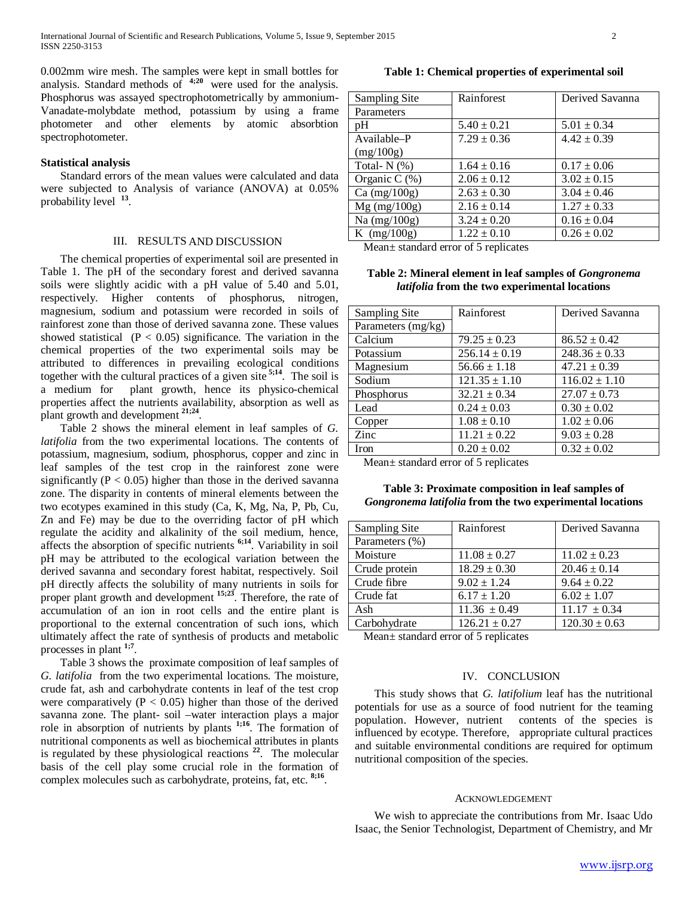0.002mm wire mesh. The samples were kept in small bottles for analysis. Standard methods of [4;20] were used for the analysis. Phosphorus was assayed spectrophotometrically by ammonium-Vanadate-molybdate method, potassium by using a frame photometer and other elements by atomic absorbtion spectrophotometer.

**Statistical analysis**

Standard errors of the mean values were calculated and data were subjected to Analysis of variance (ANOVA) at 0.05% probability level [13].

## III. Results and Discussion

The chemical properties of experimental soil are presented in Table 1. The pH of the secondary forest and derived savanna soils were slightly acidic with a pH value of 5.40 and 5.01, respectively. Higher contents of phosphorus, nitrogen, magnesium, sodium and potassium were recorded in soils of rainforest zone than those of derived savanna zone. These values showed statistical ($P < 0.05$) significance. The variation in the chemical properties of the two experimental soils may be attributed to differences in prevailing ecological conditions together with the cultural practices of a given site [5;14]. The soil is a medium for plant growth, hence its physico-chemical properties affect the nutrients availability, absorption as well as plant growth and development [21;24].

Table 2 shows the mineral element in leaf samples of *G. latifolia* from the two experimental locations. The contents of potassium, magnesium, sodium, phosphorus, copper and zinc in leaf samples of the test crop in the rainforest zone were significantly ($P < 0.05$) higher than those in the derived savanna zone. The disparity in contents of mineral elements between the two ecotypes examined in this study (Ca, K, Mg, Na, P, Pb, Cu, Zn and Fe) may be due to the overriding factor of pH which regulate the acidity and alkalinity of the soil medium, hence, affects the absorption of specific nutrients [6;14]. Variability in soil pH may be attributed to the ecological variation between the derived savanna and secondary forest habitat, respectively. Soil pH directly affects the solubility of many nutrients in soils for proper plant growth and development [15;23]. Therefore, the rate of accumulation of an ion in root cells and the entire plant is proportional to the external concentration of such ions, which ultimately affect the rate of synthesis of products and metabolic processes in plant [1;7].

Table 3 shows the proximate composition of leaf samples of *G. latifolia* from the two experimental locations. The moisture, crude fat, ash and carbohydrate contents in leaf of the test crop were comparatively ($P < 0.05$) higher than those of the derived savanna zone. The plant- soil –water interaction plays a major role in absorption of nutrients by plants [1;16]. The formation of nutritional components as well as biochemical attributes in plants is regulated by these physiological reactions [22]. The molecular basis of the cell play some crucial role in the formation of complex molecules such as carbohydrate, proteins, fat, etc. [8;16].

**Table 1: Chemical properties of experimental soil**

| Sampling Site Parameters | Rainforest | Derived Savanna |
|---|---|---|
| pH | 5.40 ± 0.21 | 5.01 ± 0.34 |
| Available–P (mg/100g) | 7.29 ± 0.36 | 4.42 ± 0.39 |
| Total- N (%) | 1.64 ± 0.16 | 0.17 ± 0.06 |
| Organic C (%) | 2.06 ± 0.12 | 3.02 ± 0.15 |
| Ca (mg/100g) | 2.63 ± 0.30 | 3.04 ± 0.46 |
| Mg (mg/100g) | 2.16 ± 0.14 | 1.27 ± 0.33 |
| Na (mg/100g) | 3.24 ± 0.20 | 0.16 ± 0.04 |
| K (mg/100g) | 1.22 ± 0.10 | 0.26 ± 0.02 |

Mean± standard error of 5 replicates

**Table 2: Mineral element in leaf samples of *Gongronema latifolia* from the two experimental locations**

| Sampling Site Parameters (mg/kg) | Rainforest | Derived Savanna |
|---|---|---|
| Calcium | 79.25 ± 0.23 | 86.52 ± 0.42 |
| Potassium | 256.14 ± 0.19 | 248.36 ± 0.33 |
| Magnesium | 56.66 ± 1.18 | 47.21 ± 0.39 |
| Sodium | 121.35 ± 1.10 | 116.02 ± 1.10 |
| Phosphorus | 32.21 ± 0.34 | 27.07 ± 0.73 |
| Lead | 0.24 ± 0.03 | 0.30 ± 0.02 |
| Copper | 1.08 ± 0.10 | 1.02 ± 0.06 |
| Zinc | 11.21 ± 0.22 | 9.03 ± 0.28 |
| Iron | 0.20 ± 0.02 | 0.32 ± 0.02 |

Mean± standard error of 5 replicates

**Table 3: Proximate composition in leaf samples of *Gongronema latifolia* from the two experimental locations**

| Sampling Site Parameters (%) | Rainforest | Derived Savanna |
|---|---|---|
| Moisture | 11.08 ± 0.27 | 11.02 ± 0.23 |
| Crude protein | 18.29 ± 0.30 | 20.46 ± 0.14 |
| Crude fibre | 9.02 ± 1.24 | 9.64 ± 0.22 |
| Crude fat | 6.17 ± 1.20 | 6.02 ± 1.07 |
| Ash | 11.36 ± 0.49 | 11.17 ± 0.34 |
| Carbohydrate | 126.21 ± 0.27 | 120.30 ± 0.63 |

Mean± standard error of 5 replicates

## IV. Conclusion

This study shows that *G. latifolium* leaf has the nutritional potentials for use as a source of food nutrient for the teaming population. However, nutrient contents of the species is influenced by ecotype. Therefore, appropriate cultural practices and suitable environmental conditions are required for optimum nutritional composition of the species.

## Acknowledgement

We wish to appreciate the contributions from Mr. Isaac Udo Isaac, the Senior Technologist, Department of Chemistry, and Mr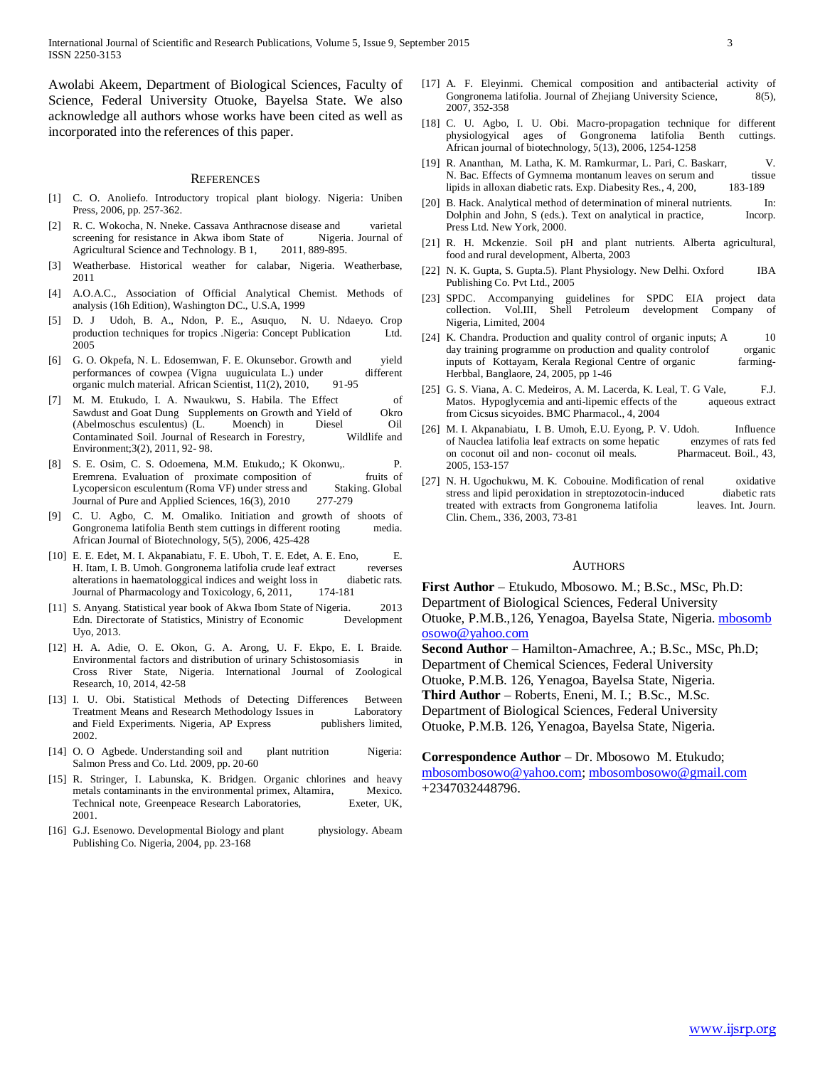Awolabi Akeem, Department of Biological Sciences, Faculty of Science, Federal University Otuoke, Bayelsa State. We also acknowledge all authors whose works have been cited as well as incorporated into the references of this paper.

## REFERENCES

[1] C. O. Anoliefo. Introductory tropical plant biology. Nigeria: Uniben Press, 2006, pp. 257-362.

[2] R. C. Wokocha, N. Nneke. Cassava Anthracnose disease and varietal screening for resistance in Akwa ibom State of Nigeria. Journal of Agricultural Science and Technology. B 1, 2011, 889-895.

[3] Weatherbase. Historical weather for calabar, Nigeria. Weatherbase, 2011

[4] A.O.A.C., Association of Official Analytical Chemist. Methods of analysis (16h Edition), Washington DC., U.S.A, 1999

[5] D. J Udoh, B. A., Ndon, P. E., Asuquo, N. U. Ndaeyo. Crop production techniques for tropics .Nigeria: Concept Publication Ltd. 2005

[6] G. O. Okpefa, N. L. Edosemwan, F. E. Okunsebor. Growth and yield performances of cowpea (Vigna uuguiculata L.) under different organic mulch material. African Scientist, 11(2), 2010, 91-95

[7] M. M. Etukudo, I. A. Nwaukwu, S. Habila. The Effect of Sawdust and Goat Dung Supplements on Growth and Yield of Okro (Abelmoschus esculentus) (L. Moench) in Diesel Oil Contaminated Soil. Journal of Research in Forestry, Wildlife and Environment;3(2), 2011, 92- 98.

[8] S. E. Osim, C. S. Odoemena, M.M. Etukudo,; K Okonwu,. P. Eremrena. Evaluation of proximate composition of fruits of Lycopersicon esculentum (Roma VF) under stress and Staking. Global Journal of Pure and Applied Sciences, 16(3), 2010 277-279

[9] C. U. Agbo, C. M. Omaliko. Initiation and growth of shoots of Gongronema latifolia Benth stem cuttings in different rooting media. African Journal of Biotechnology, 5(5), 2006, 425-428

[10] E. E. Edet, M. I. Akpanabiatu, F. E. Uboh, T. E. Edet, A. E. Eno, E. H. Itam, I. B. Umoh. Gongronema latifolia crude leaf extract reverses alterations in haematologgical indices and weight loss in diabetic rats. Journal of Pharmacology and Toxicology, 6, 2011, 174-181

[11] S. Anyang. Statistical year book of Akwa Ibom State of Nigeria. 2013 Edn. Directorate of Statistics, Ministry of Economic Development Uyo, 2013.

[12] H. A. Adie, O. E. Okon, G. A. Arong, U. F. Ekpo, E. I. Braide. Environmental factors and distribution of urinary Schistosomiasis in Cross River State, Nigeria. International Journal of Zoological Research, 10, 2014, 42-58

[13] I. U. Obi. Statistical Methods of Detecting Differences Between Treatment Means and Research Methodology Issues in Laboratory and Field Experiments. Nigeria, AP Express publishers limited, 2002.

[14] O. O Agbede. Understanding soil and plant nutrition Nigeria: Salmon Press and Co. Ltd. 2009, pp. 20-60

[15] R. Stringer, I. Labunska, K. Bridgen. Organic chlorines and heavy metals contaminants in the environmental primex, Altamira, Mexico. Technical note, Greenpeace Research Laboratories, Exeter, UK, 2001.

[16] G.J. Esenowo. Developmental Biology and plant physiology. Abeam Publishing Co. Nigeria, 2004, pp. 23-168

[17] A. F. Eleyinmi. Chemical composition and antibacterial activity of Gongronema latifolia. Journal of Zhejiang University Science, 8(5), 2007, 352-358

[18] C. U. Agbo, I. U. Obi. Macro-propagation technique for different physiologyical ages of Gongronema latifolia Benth cuttings. African journal of biotechnology, 5(13), 2006, 1254-1258

[19] R. Ananthan, M. Latha, K. M. Ramkurmar, L. Pari, C. Baskarr, V. N. Bac. Effects of Gymnema montanum leaves on serum and tissue lipids in alloxan diabetic rats. Exp. Diabesity Res., 4, 200, 183-189

[20] B. Hack. Analytical method of determination of mineral nutrients. In: Dolphin and John, S (eds.). Text on analytical in practice, Incorp. Press Ltd. New York, 2000.

[21] R. H. Mckenzie. Soil pH and plant nutrients. Alberta agricultural, food and rural development, Alberta, 2003

[22] N. K. Gupta, S. Gupta.5). Plant Physiology. New Delhi. Oxford IBA Publishing Co. Pvt Ltd., 2005

[23] SPDC. Accompanying guidelines for SPDC EIA project data collection. Vol.III, Shell Petroleum development Company of Nigeria, Limited, 2004

[24] K. Chandra. Production and quality control of organic inputs; A 10 day training programme on production and quality controlof organic inputs of Kottayam, Kerala Regional Centre of organic farming-Herbbal, Banglaore, 24, 2005, pp 1-46

[25] G. S. Viana, A. C. Medeiros, A. M. Lacerda, K. Leal, T. G Vale, F.J. Matos. Hypoglycemia and anti-lipemic effects of the aqueous extract from Cicsus sicyoides. BMC Pharmacol., 4, 2004

[26] M. I. Akpanabiatu, I. B. Umoh, E.U. Eyong, P. V. Udoh. Influence of Nauclea latifolia leaf extracts on some hepatic enzymes of rats fed on coconut oil and non- coconut oil meals. Pharmaceut. Boil., 43, 2005, 153-157

[27] N. H. Ugochukwu, M. K. Cobouine. Modification of renal oxidative stress and lipid peroxidation in streptozotocin-induced diabetic rats treated with extracts from Gongronema latifolia leaves. Int. Journ. Clin. Chem., 336, 2003, 73-81

## AUTHORS

**First Author** – Etukudo, Mbosowo. M.; B.Sc., MSc, Ph.D: Department of Biological Sciences, Federal University Otuoke, P.M.B.,126, Yenagoa, Bayelsa State, Nigeria. mbosombosowo@yahoo.com

**Second Author** – Hamilton-Amachree, A.; B.Sc., MSc, Ph.D; Department of Chemical Sciences, Federal University Otuoke, P.M.B. 126, Yenagoa, Bayelsa State, Nigeria.

**Third Author** – Roberts, Eneni, M. I.; B.Sc., M.Sc. Department of Biological Sciences, Federal University Otuoke, P.M.B. 126, Yenagoa, Bayelsa State, Nigeria.

**Correspondence Author** – Dr. Mbosowo M. Etukudo; mbosombosowo@yahoo.com; mbosombosowo@gmail.com +2347032448796.